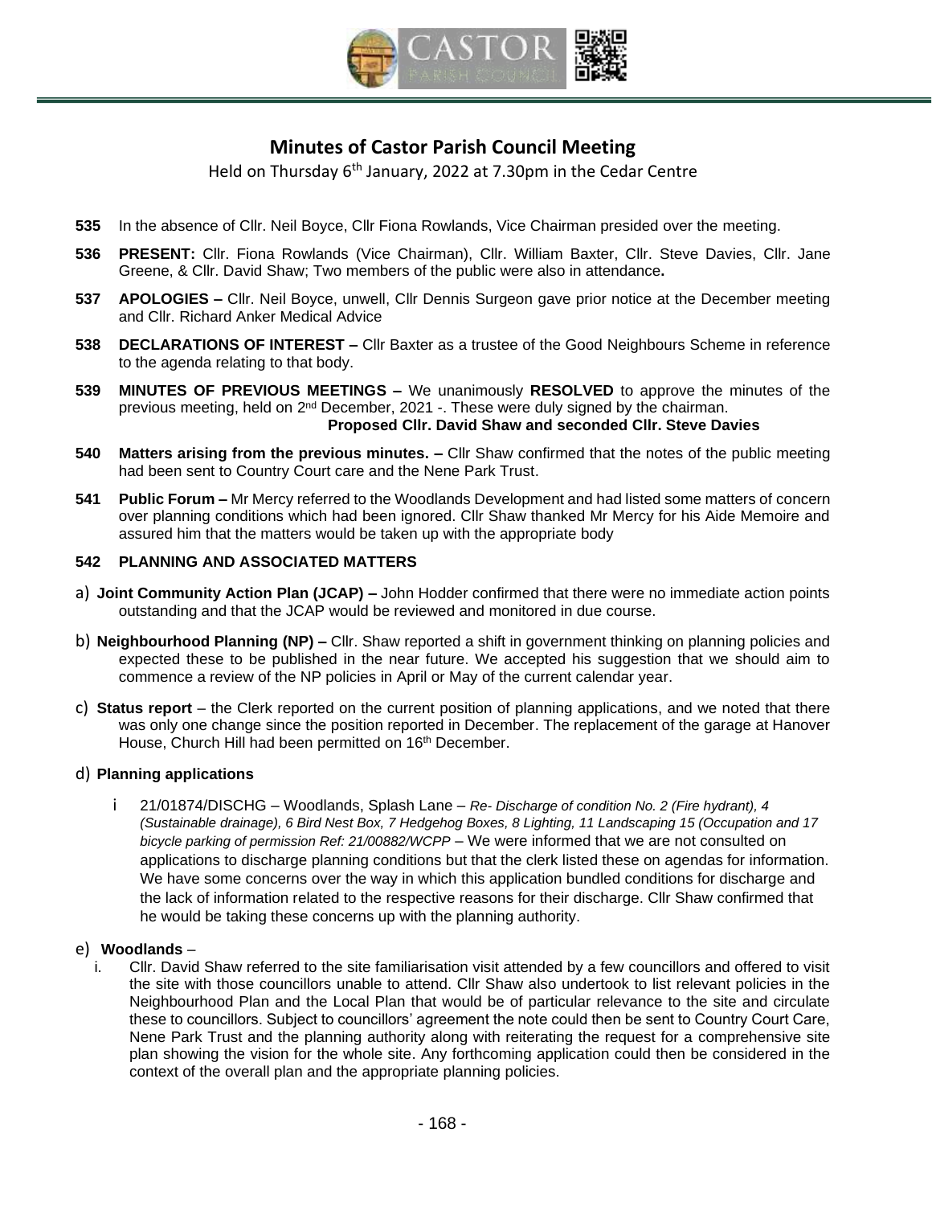# Minutes of Castor Parish Council Meeting

Held on Thursday 6th January, 2022 at 7.30pm in the Cedar Centre

**535** In the absence of Cllr. Neil Boyce, Cllr Fiona Rowlands, Vice Chairman presided over the meeting.

**536** **PRESENT:** Cllr. Fiona Rowlands (Vice Chairman), Cllr. William Baxter, Cllr. Steve Davies, Cllr. Jane Greene, & Cllr. David Shaw; Two members of the public were also in attendance**.**

**537** **APOLOGIES –** Cllr. Neil Boyce, unwell, Cllr Dennis Surgeon gave prior notice at the December meeting and Cllr. Richard Anker Medical Advice

**538** **DECLARATIONS OF INTEREST –** Cllr Baxter as a trustee of the Good Neighbours Scheme in reference to the agenda relating to that body.

**539** **MINUTES OF PREVIOUS MEETINGS –** We unanimously **RESOLVED** to approve the minutes of the previous meeting, held on 2nd December, 2021 -. These were duly signed by the chairman.

**Proposed Cllr. David Shaw and seconded Cllr. Steve Davies**

**540** **Matters arising from the previous minutes. –** Cllr Shaw confirmed that the notes of the public meeting had been sent to Country Court care and the Nene Park Trust.

**541** **Public Forum –** Mr Mercy referred to the Woodlands Development and had listed some matters of concern over planning conditions which had been ignored. Cllr Shaw thanked Mr Mercy for his Aide Memoire and assured him that the matters would be taken up with the appropriate body

**542 PLANNING AND ASSOCIATED MATTERS**

a) **Joint Community Action Plan (JCAP) –** John Hodder confirmed that there were no immediate action points outstanding and that the JCAP would be reviewed and monitored in due course.

b) **Neighbourhood Planning (NP) –** Cllr. Shaw reported a shift in government thinking on planning policies and expected these to be published in the near future. We accepted his suggestion that we should aim to commence a review of the NP policies in April or May of the current calendar year.

c) **Status report** – the Clerk reported on the current position of planning applications, and we noted that there was only one change since the position reported in December. The replacement of the garage at Hanover House, Church Hill had been permitted on 16th December.

d) **Planning applications**

i 21/01874/DISCHG – Woodlands, Splash Lane – *Re- Discharge of condition No. 2 (Fire hydrant), 4 (Sustainable drainage), 6 Bird Nest Box, 7 Hedgehog Boxes, 8 Lighting, 11 Landscaping 15 (Occupation and 17 bicycle parking of permission Ref: 21/00882/WCPP* – We were informed that we are not consulted on applications to discharge planning conditions but that the clerk listed these on agendas for information. We have some concerns over the way in which this application bundled conditions for discharge and the lack of information related to the respective reasons for their discharge. Cllr Shaw confirmed that he would be taking these concerns up with the planning authority.

e) **Woodlands** –

i. Cllr. David Shaw referred to the site familiarisation visit attended by a few councillors and offered to visit the site with those councillors unable to attend. Cllr Shaw also undertook to list relevant policies in the Neighbourhood Plan and the Local Plan that would be of particular relevance to the site and circulate these to councillors. Subject to councillors' agreement the note could then be sent to Country Court Care, Nene Park Trust and the planning authority along with reiterating the request for a comprehensive site plan showing the vision for the whole site. Any forthcoming application could then be considered in the context of the overall plan and the appropriate planning policies.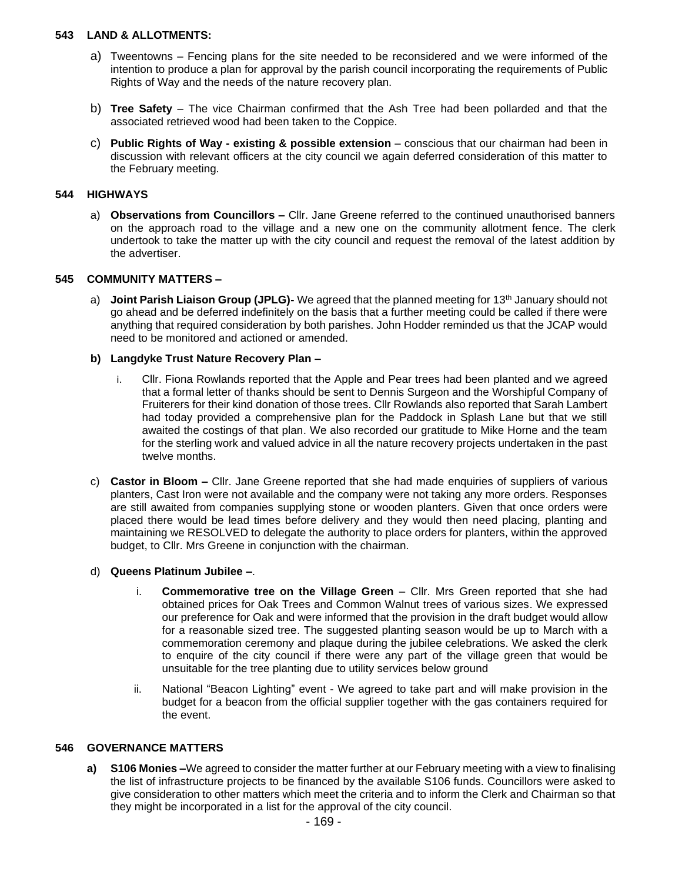## 543 LAND & ALLOTMENTS:

a) Tweentowns – Fencing plans for the site needed to be reconsidered and we were informed of the intention to produce a plan for approval by the parish council incorporating the requirements of Public Rights of Way and the needs of the nature recovery plan.

b) **Tree Safety** – The vice Chairman confirmed that the Ash Tree had been pollarded and that the associated retrieved wood had been taken to the Coppice.

c) **Public Rights of Way - existing & possible extension** – conscious that our chairman had been in discussion with relevant officers at the city council we again deferred consideration of this matter to the February meeting.

## 544 HIGHWAYS

a) **Observations from Councillors –** Cllr. Jane Greene referred to the continued unauthorised banners on the approach road to the village and a new one on the community allotment fence. The clerk undertook to take the matter up with the city council and request the removal of the latest addition by the advertiser.

## 545 COMMUNITY MATTERS –

a) **Joint Parish Liaison Group (JPLG)-** We agreed that the planned meeting for 13th January should not go ahead and be deferred indefinitely on the basis that a further meeting could be called if there were anything that required consideration by both parishes. John Hodder reminded us that the JCAP would need to be monitored and actioned or amended.

**b) Langdyke Trust Nature Recovery Plan –**

i. Cllr. Fiona Rowlands reported that the Apple and Pear trees had been planted and we agreed that a formal letter of thanks should be sent to Dennis Surgeon and the Worshipful Company of Fruiterers for their kind donation of those trees. Cllr Rowlands also reported that Sarah Lambert had today provided a comprehensive plan for the Paddock in Splash Lane but that we still awaited the costings of that plan. We also recorded our gratitude to Mike Horne and the team for the sterling work and valued advice in all the nature recovery projects undertaken in the past twelve months.

c) **Castor in Bloom –** Cllr. Jane Greene reported that she had made enquiries of suppliers of various planters, Cast Iron were not available and the company were not taking any more orders. Responses are still awaited from companies supplying stone or wooden planters. Given that once orders were placed there would be lead times before delivery and they would then need placing, planting and maintaining we RESOLVED to delegate the authority to place orders for planters, within the approved budget, to Cllr. Mrs Greene in conjunction with the chairman.

d) **Queens Platinum Jubilee –**.

i. **Commemorative tree on the Village Green** – Cllr. Mrs Green reported that she had obtained prices for Oak Trees and Common Walnut trees of various sizes. We expressed our preference for Oak and were informed that the provision in the draft budget would allow for a reasonable sized tree. The suggested planting season would be up to March with a commemoration ceremony and plaque during the jubilee celebrations. We asked the clerk to enquire of the city council if there were any part of the village green that would be unsuitable for the tree planting due to utility services below ground

ii. National "Beacon Lighting" event - We agreed to take part and will make provision in the budget for a beacon from the official supplier together with the gas containers required for the event.

## 546 GOVERNANCE MATTERS

**a) S106 Monies –**We agreed to consider the matter further at our February meeting with a view to finalising the list of infrastructure projects to be financed by the available S106 funds. Councillors were asked to give consideration to other matters which meet the criteria and to inform the Clerk and Chairman so that they might be incorporated in a list for the approval of the city council.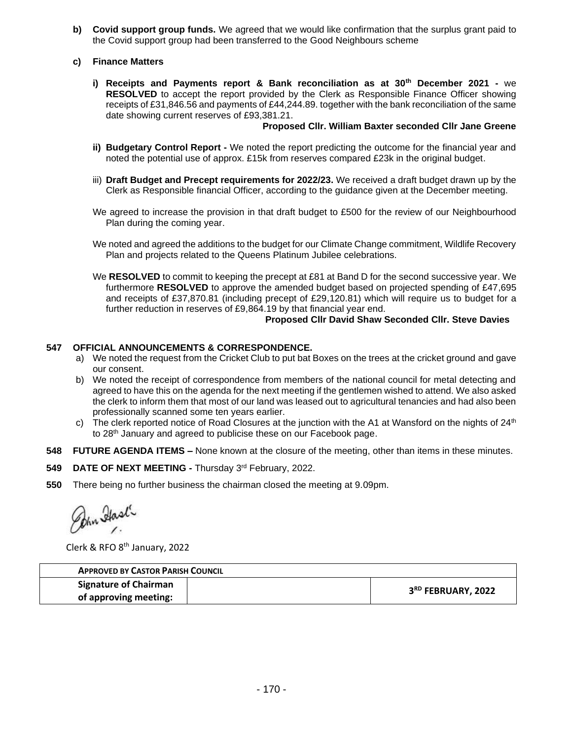**b) Covid support group funds.** We agreed that we would like confirmation that the surplus grant paid to the Covid support group had been transferred to the Good Neighbours scheme

**c) Finance Matters**

**i) Receipts and Payments report & Bank reconciliation as at 30th December 2021 -** we **RESOLVED** to accept the report provided by the Clerk as Responsible Finance Officer showing receipts of £31,846.56 and payments of £44,244.89. together with the bank reconciliation of the same date showing current reserves of £93,381.21.

**Proposed Cllr. William Baxter seconded Cllr Jane Greene**

**ii) Budgetary Control Report -** We noted the report predicting the outcome for the financial year and noted the potential use of approx. £15k from reserves compared £23k in the original budget.

iii) **Draft Budget and Precept requirements for 2022/23.** We received a draft budget drawn up by the Clerk as Responsible financial Officer, according to the guidance given at the December meeting.

We agreed to increase the provision in that draft budget to £500 for the review of our Neighbourhood Plan during the coming year.

We noted and agreed the additions to the budget for our Climate Change commitment, Wildlife Recovery Plan and projects related to the Queens Platinum Jubilee celebrations.

We **RESOLVED** to commit to keeping the precept at £81 at Band D for the second successive year. We furthermore **RESOLVED** to approve the amended budget based on projected spending of £47,695 and receipts of £37,870.81 (including precept of £29,120.81) which will require us to budget for a further reduction in reserves of £9,864.19 by that financial year end.

**Proposed Cllr David Shaw Seconded Cllr. Steve Davies**

**547 OFFICIAL ANNOUNCEMENTS & CORRESPONDENCE.**

a) We noted the request from the Cricket Club to put bat Boxes on the trees at the cricket ground and gave our consent.

b) We noted the receipt of correspondence from members of the national council for metal detecting and agreed to have this on the agenda for the next meeting if the gentlemen wished to attend. We also asked the clerk to inform them that most of our land was leased out to agricultural tenancies and had also been professionally scanned some ten years earlier.

c) The clerk reported notice of Road Closures at the junction with the A1 at Wansford on the nights of 24th to 28th January and agreed to publicise these on our Facebook page.

**548 FUTURE AGENDA ITEMS –** None known at the closure of the meeting, other than items in these minutes.

**549 DATE OF NEXT MEETING -** Thursday 3rd February, 2022.

**550** There being no further business the chairman closed the meeting at 9.09pm.

John Haslé

Clerk & RFO 8th January, 2022

| **APPROVED BY CASTOR PARISH COUNCIL** | | |
|---|---|---|
| **Signature of Chairman of approving meeting:** | | **3RD FEBRUARY, 2022** |